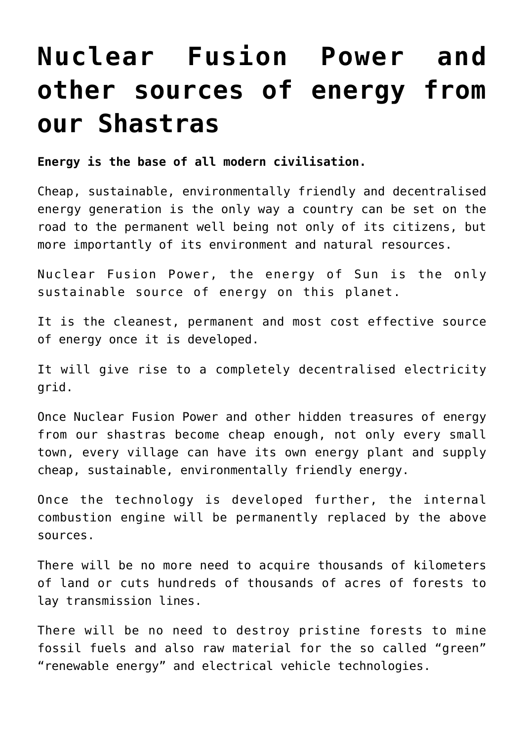# Nuclear Fusion Power and other sources of energy from our Shastras

**Energy is the base of all modern civilisation.**

Cheap, sustainable, environmentally friendly and decentralised energy generation is the only way a country can be set on the road to the permanent well being not only of its citizens, but more importantly of its environment and natural resources.

Nuclear Fusion Power, the energy of Sun is the only sustainable source of energy on this planet.

It is the cleanest, permanent and most cost effective source of energy once it is developed.

It will give rise to a completely decentralised electricity grid.

Once Nuclear Fusion Power and other hidden treasures of energy from our shastras become cheap enough, not only every small town, every village can have its own energy plant and supply cheap, sustainable, environmentally friendly energy.

Once the technology is developed further, the internal combustion engine will be permanently replaced by the above sources.

There will be no more need to acquire thousands of kilometers of land or cuts hundreds of thousands of acres of forests to lay transmission lines.

There will be no need to destroy pristine forests to mine fossil fuels and also raw material for the so called "green" "renewable energy" and electrical vehicle technologies.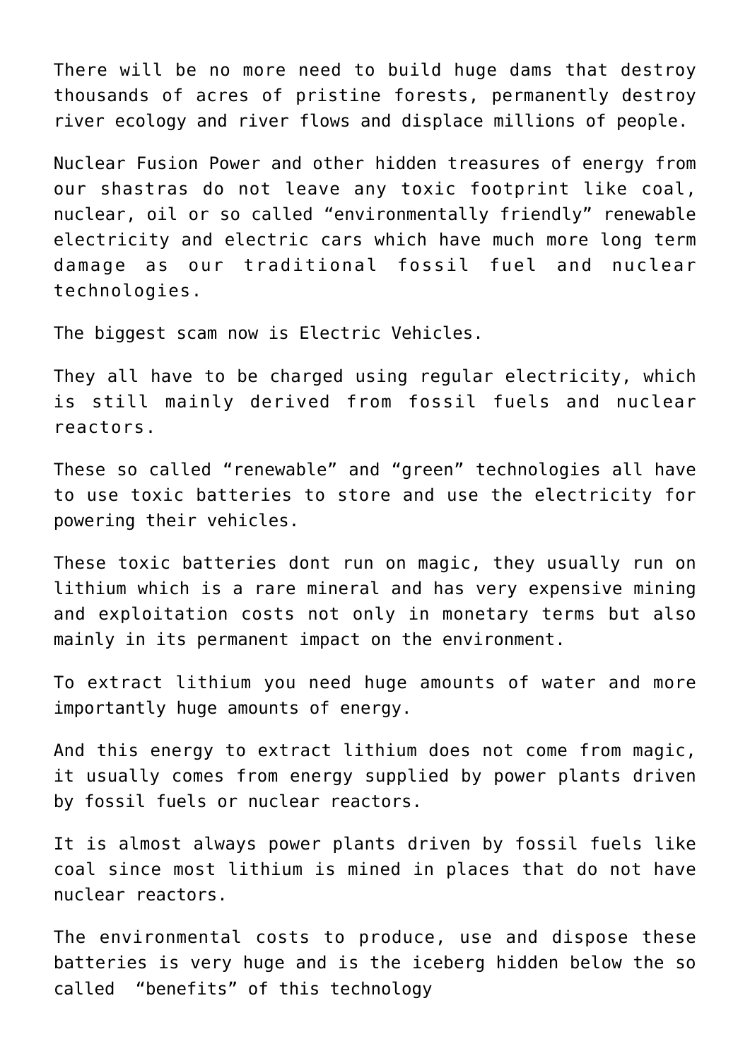There will be no more need to build huge dams that destroy thousands of acres of pristine forests, permanently destroy river ecology and river flows and displace millions of people.

Nuclear Fusion Power and other hidden treasures of energy from our shastras do not leave any toxic footprint like coal, nuclear, oil or so called “environmentally friendly” renewable electricity and electric cars which have much more long term damage as our traditional fossil fuel and nuclear technologies.

The biggest scam now is Electric Vehicles.

They all have to be charged using regular electricity, which is still mainly derived from fossil fuels and nuclear reactors.

These so called “renewable” and “green” technologies all have to use toxic batteries to store and use the electricity for powering their vehicles.

These toxic batteries dont run on magic, they usually run on lithium which is a rare mineral and has very expensive mining and exploitation costs not only in monetary terms but also mainly in its permanent impact on the environment.

To extract lithium you need huge amounts of water and more importantly huge amounts of energy.

And this energy to extract lithium does not come from magic, it usually comes from energy supplied by power plants driven by fossil fuels or nuclear reactors.

It is almost always power plants driven by fossil fuels like coal since most lithium is mined in places that do not have nuclear reactors.

The environmental costs to produce, use and dispose these batteries is very huge and is the iceberg hidden below the so called “benefits” of this technology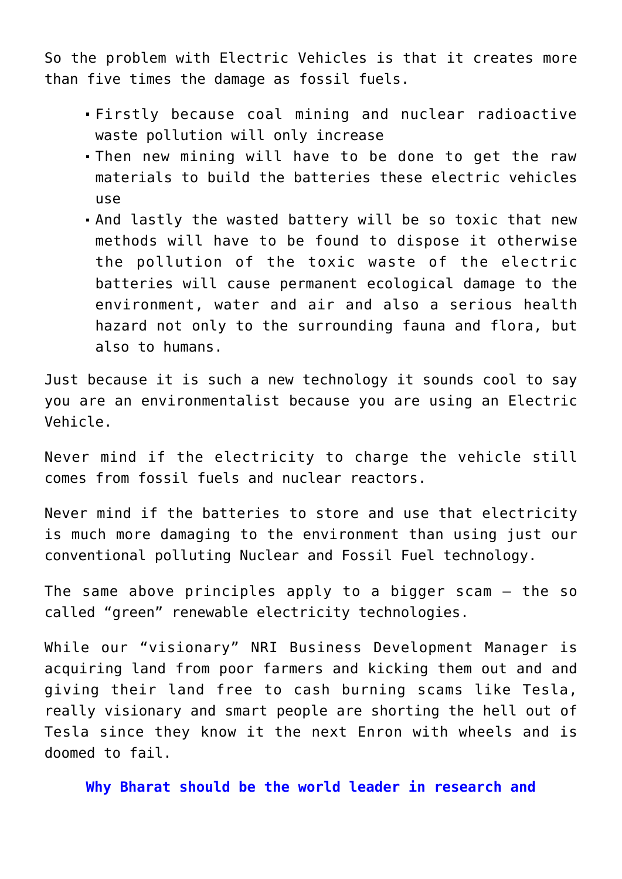So the problem with Electric Vehicles is that it creates more than five times the damage as fossil fuels.

- Firstly because coal mining and nuclear radioactive waste pollution will only increase
- Then new mining will have to be done to get the raw materials to build the batteries these electric vehicles use
- And lastly the wasted battery will be so toxic that new methods will have to be found to dispose it otherwise the pollution of the toxic waste of the electric batteries will cause permanent ecological damage to the environment, water and air and also a serious health hazard not only to the surrounding fauna and flora, but also to humans.

Just because it is such a new technology it sounds cool to say you are an environmentalist because you are using an Electric Vehicle.

Never mind if the electricity to charge the vehicle still comes from fossil fuels and nuclear reactors.

Never mind if the batteries to store and use that electricity is much more damaging to the environment than using just our conventional polluting Nuclear and Fossil Fuel technology.

The same above principles apply to a bigger scam – the so called "green" renewable electricity technologies.

While our "visionary" NRI Business Development Manager is acquiring land from poor farmers and kicking them out and and giving their land free to cash burning scams like Tesla, really visionary and smart people are shorting the hell out of Tesla since they know it the next Enron with wheels and is doomed to fail.

**Why Bharat should be the world leader in research and**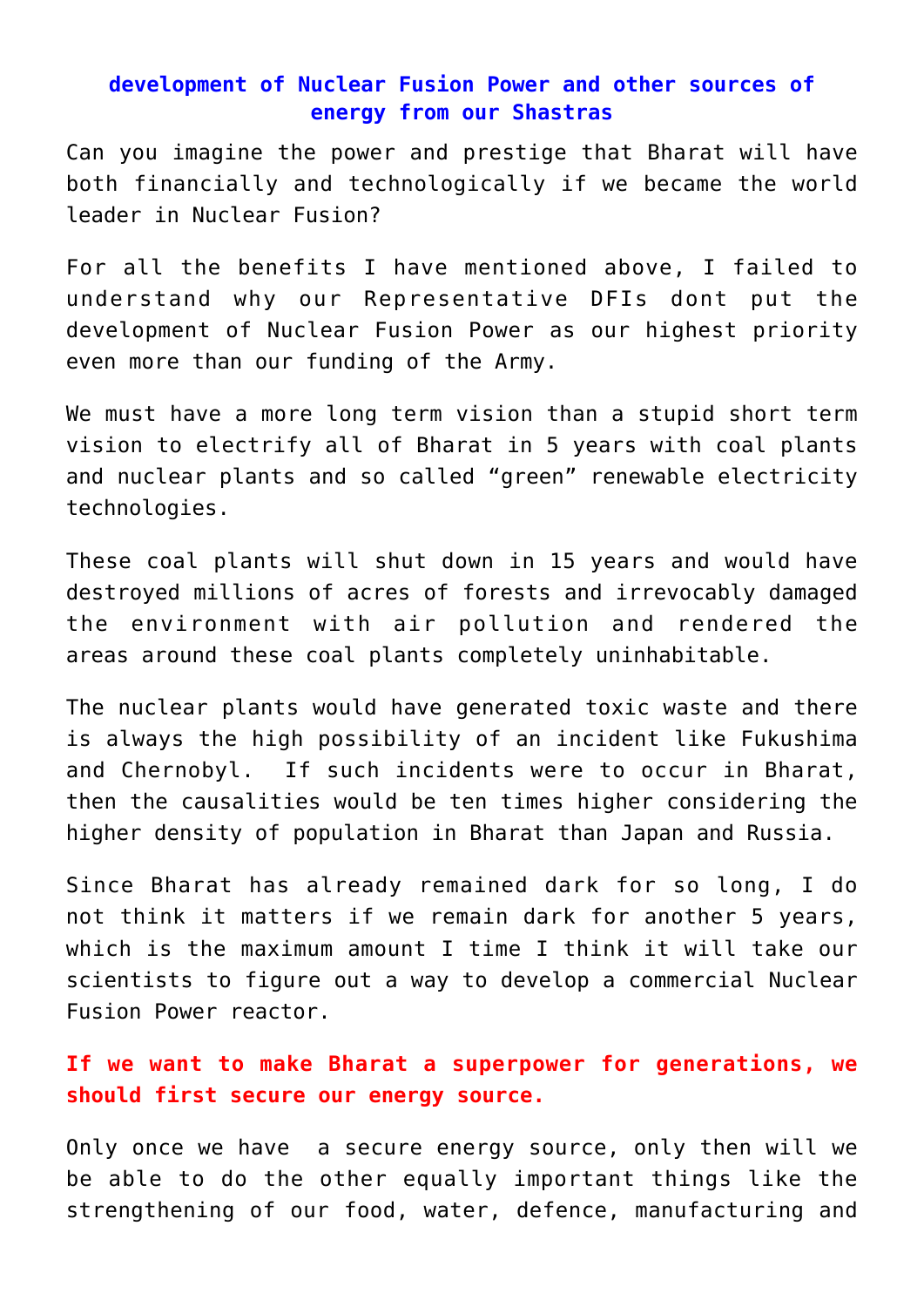**development of Nuclear Fusion Power and other sources of energy from our Shastras**

Can you imagine the power and prestige that Bharat will have both financially and technologically if we became the world leader in Nuclear Fusion?

For all the benefits I have mentioned above, I failed to understand why our Representative DFIs dont put the development of Nuclear Fusion Power as our highest priority even more than our funding of the Army.

We must have a more long term vision than a stupid short term vision to electrify all of Bharat in 5 years with coal plants and nuclear plants and so called "green" renewable electricity technologies.

These coal plants will shut down in 15 years and would have destroyed millions of acres of forests and irrevocably damaged the environment with air pollution and rendered the areas around these coal plants completely uninhabitable.

The nuclear plants would have generated toxic waste and there is always the high possibility of an incident like Fukushima and Chernobyl. If such incidents were to occur in Bharat, then the causalities would be ten times higher considering the higher density of population in Bharat than Japan and Russia.

Since Bharat has already remained dark for so long, I do not think it matters if we remain dark for another 5 years, which is the maximum amount I time I think it will take our scientists to figure out a way to develop a commercial Nuclear Fusion Power reactor.

**If we want to make Bharat a superpower for generations, we should first secure our energy source.**

Only once we have a secure energy source, only then will we be able to do the other equally important things like the strengthening of our food, water, defence, manufacturing and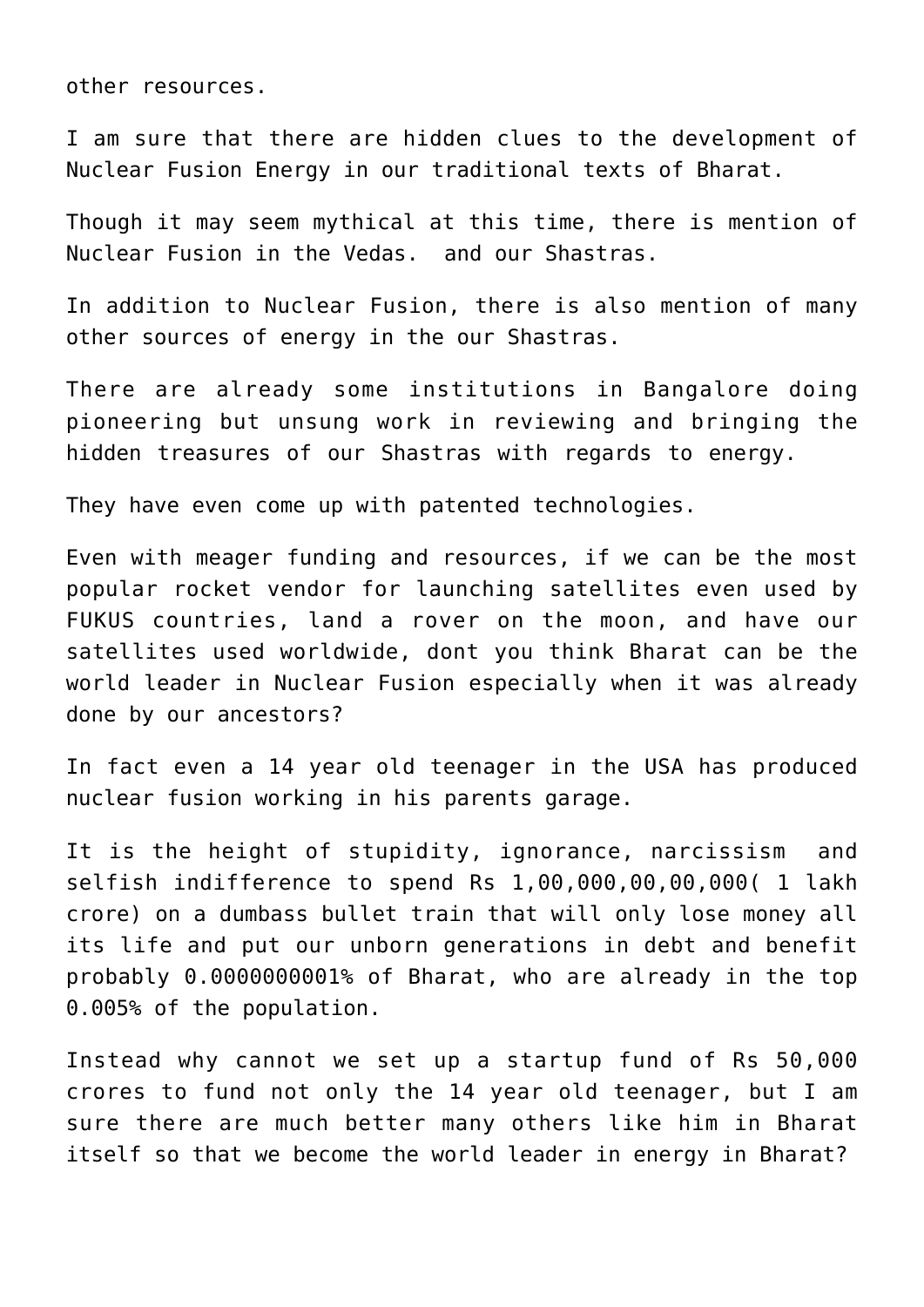other resources.

I am sure that there are hidden clues to the development of Nuclear Fusion Energy in our traditional texts of Bharat.

Though it may seem mythical at this time, there is mention of Nuclear Fusion in the Vedas.  and our Shastras.

In addition to Nuclear Fusion, there is also mention of many other sources of energy in the our Shastras.

There are already some institutions in Bangalore doing pioneering but unsung work in reviewing and bringing the hidden treasures of our Shastras with regards to energy.

They have even come up with patented technologies.

Even with meager funding and resources, if we can be the most popular rocket vendor for launching satellites even used by FUKUS countries, land a rover on the moon, and have our satellites used worldwide, dont you think Bharat can be the world leader in Nuclear Fusion especially when it was already done by our ancestors?

In fact even a 14 year old teenager in the USA has produced nuclear fusion working in his parents garage.

It is the height of stupidity, ignorance, narcissism  and selfish indifference to spend Rs 1,00,000,00,00,000( 1 lakh crore) on a dumbass bullet train that will only lose money all its life and put our unborn generations in debt and benefit probably 0.0000000001% of Bharat, who are already in the top 0.005% of the population.

Instead why cannot we set up a startup fund of Rs 50,000 crores to fund not only the 14 year old teenager, but I am sure there are much better many others like him in Bharat itself so that we become the world leader in energy in Bharat?